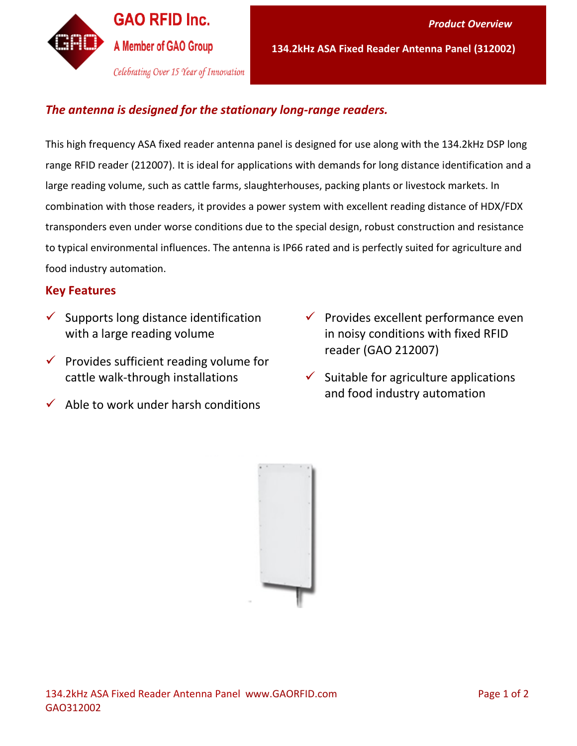GAO RFID Inc.

A Member of GAO Group

*Celebrating Over 15 Year of Innovation*

***Product Overview***

**134.2kHz ASA Fixed Reader Antenna Panel (312002)**

## *The antenna is designed for the stationary long-range readers.*

This high frequency ASA fixed reader antenna panel is designed for use along with the 134.2kHz DSP long range RFID reader (212007). It is ideal for applications with demands for long distance identification and a large reading volume, such as cattle farms, slaughterhouses, packing plants or livestock markets. In combination with those readers, it provides a power system with excellent reading distance of HDX/FDX transponders even under worse conditions due to the special design, robust construction and resistance to typical environmental influences. The antenna is IP66 rated and is perfectly suited for agriculture and food industry automation.

## Key Features

- ✓ Supports long distance identification with a large reading volume
- ✓ Provides sufficient reading volume for cattle walk-through installations
- ✓ Able to work under harsh conditions
- ✓ Provides excellent performance even in noisy conditions with fixed RFID reader (GAO 212007)
- ✓ Suitable for agriculture applications and food industry automation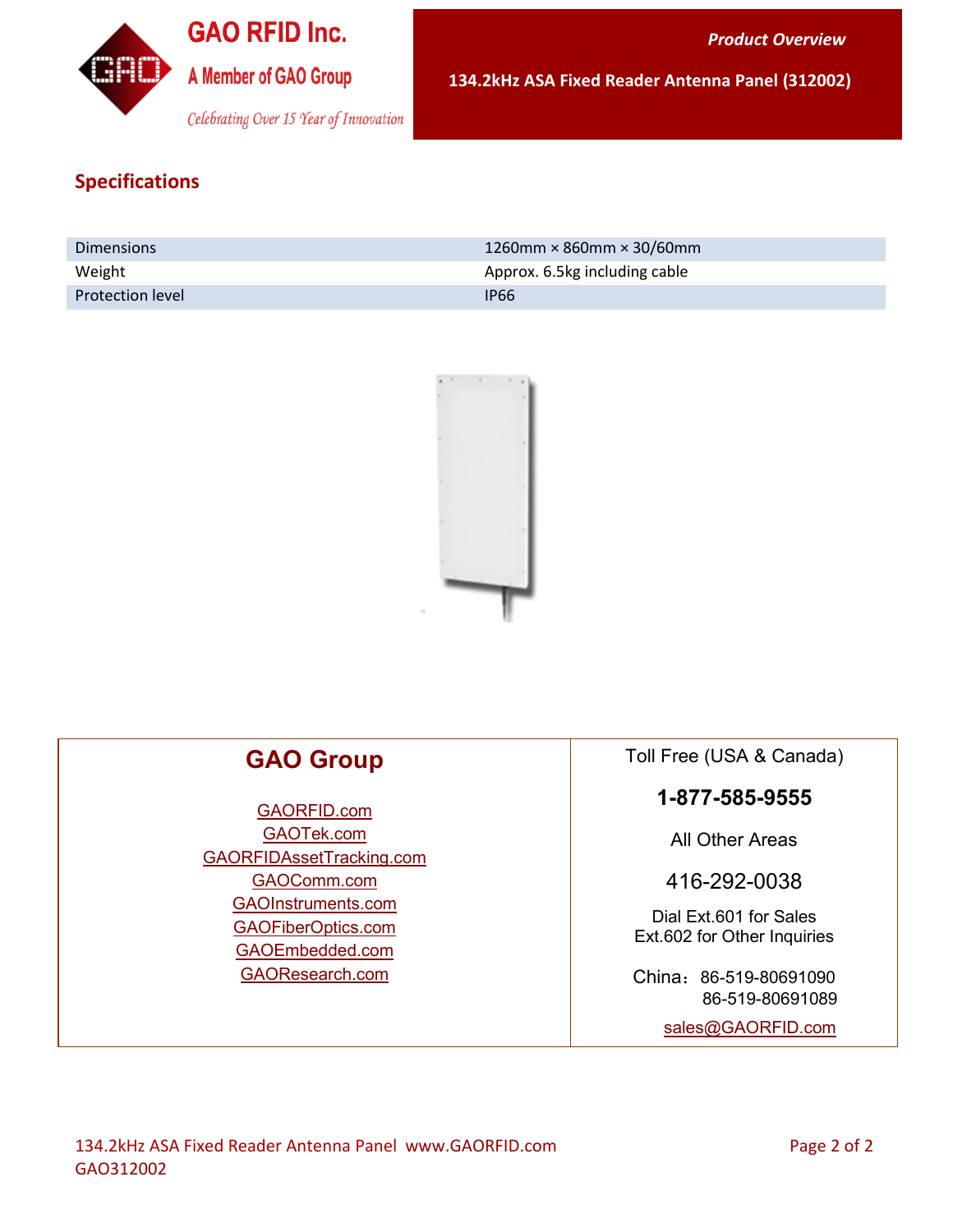GAO RFID Inc.

A Member of GAO Group

Celebrating Over 15 Year of Innovation

*Product Overview*

**134.2kHz ASA Fixed Reader Antenna Panel (312002)**

## Specifications

| | |
|---|---|
| Dimensions | 1260mm × 860mm × 30/60mm |
| Weight | Approx. 6.5kg including cable |
| Protection level | IP66 |

## GAO Group

GAORFID.com
GAOTek.com
GAORFIDAssetTracking.com
GAOComm.com
GAOInstruments.com
GAOFiberOptics.com
GAOEmbedded.com
GAOResearch.com

Toll Free (USA & Canada)

**1-877-585-9555**

All Other Areas

416-292-0038

Dial Ext.601 for Sales
Ext.602 for Other Inquiries

China：86-519-80691090
86-519-80691089

sales@GAORFID.com

134.2kHz ASA Fixed Reader Antenna Panel www.GAORFID.com
GAO312002